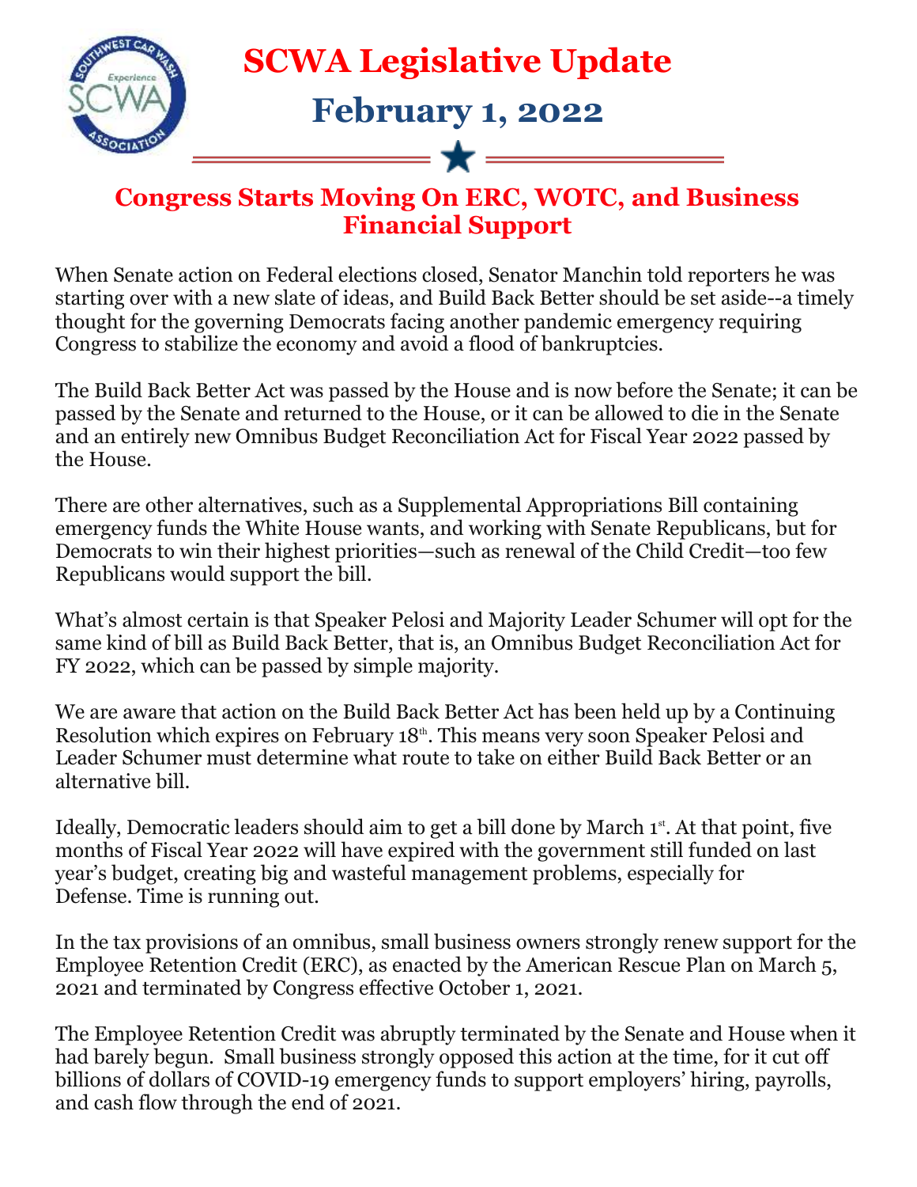# SCWA Legislative Update

## February 1, 2022

## Congress Starts Moving On ERC, WOTC, and Business Financial Support

When Senate action on Federal elections closed, Senator Manchin told reporters he was starting over with a new slate of ideas, and Build Back Better should be set aside--a timely thought for the governing Democrats facing another pandemic emergency requiring Congress to stabilize the economy and avoid a flood of bankruptcies.

The Build Back Better Act was passed by the House and is now before the Senate; it can be passed by the Senate and returned to the House, or it can be allowed to die in the Senate and an entirely new Omnibus Budget Reconciliation Act for Fiscal Year 2022 passed by the House.

There are other alternatives, such as a Supplemental Appropriations Bill containing emergency funds the White House wants, and working with Senate Republicans, but for Democrats to win their highest priorities—such as renewal of the Child Credit—too few Republicans would support the bill.

What's almost certain is that Speaker Pelosi and Majority Leader Schumer will opt for the same kind of bill as Build Back Better, that is, an Omnibus Budget Reconciliation Act for FY 2022, which can be passed by simple majority.

We are aware that action on the Build Back Better Act has been held up by a Continuing Resolution which expires on February 18th. This means very soon Speaker Pelosi and Leader Schumer must determine what route to take on either Build Back Better or an alternative bill.

Ideally, Democratic leaders should aim to get a bill done by March 1st. At that point, five months of Fiscal Year 2022 will have expired with the government still funded on last year's budget, creating big and wasteful management problems, especially for Defense. Time is running out.

In the tax provisions of an omnibus, small business owners strongly renew support for the Employee Retention Credit (ERC), as enacted by the American Rescue Plan on March 5, 2021 and terminated by Congress effective October 1, 2021.

The Employee Retention Credit was abruptly terminated by the Senate and House when it had barely begun. Small business strongly opposed this action at the time, for it cut off billions of dollars of COVID-19 emergency funds to support employers' hiring, payrolls, and cash flow through the end of 2021.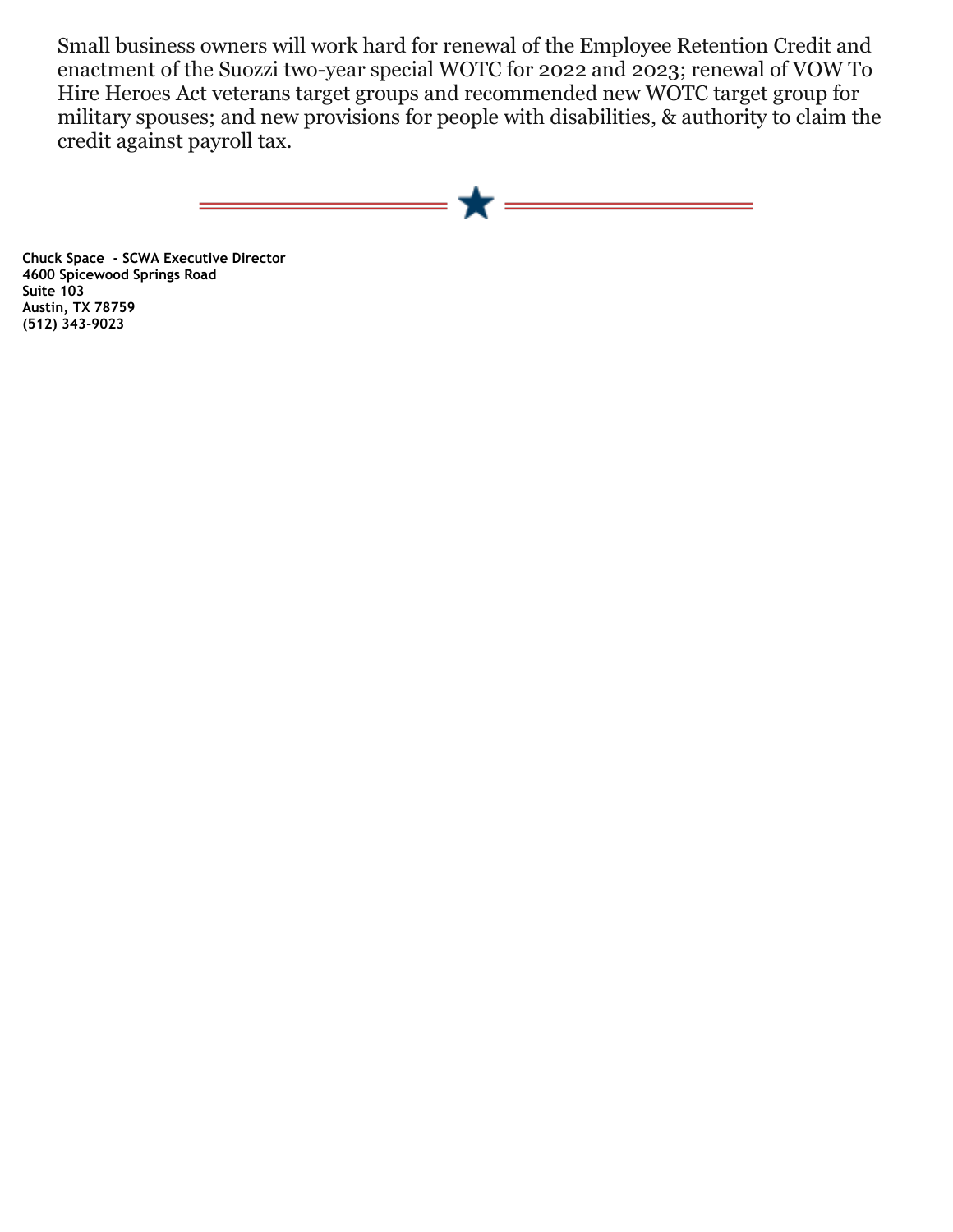Small business owners will work hard for renewal of the Employee Retention Credit and enactment of the Suozzi two-year special WOTC for 2022 and 2023; renewal of VOW To Hire Heroes Act veterans target groups and recommended new WOTC target group for military spouses; and new provisions for people with disabilities, & authority to claim the credit against payroll tax.

---

**Chuck Space - SCWA Executive Director**
**4600 Spicewood Springs Road**
**Suite 103**
**Austin, TX 78759**
**(512) 343-9023**